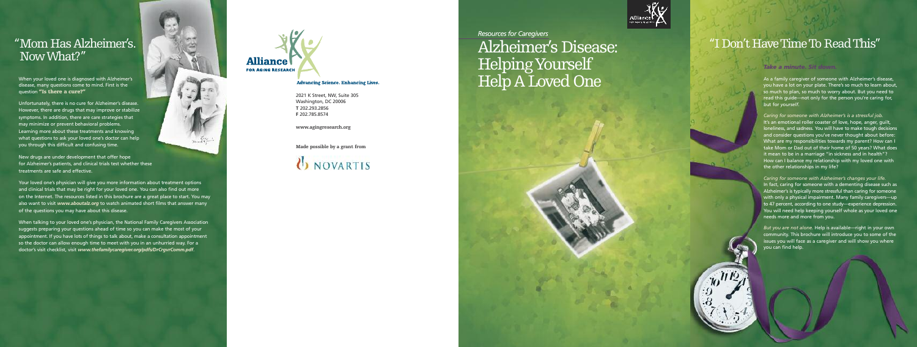# "Mom Has Alzheimer's. Now What?"

When your loved one is diagnosed with Alzheimer's disease, many questions come to mind. First is the question **"Is there a cure?"**

Unfortunately, there is no cure for Alzheimer's disease. However, there are drugs that may improve or stabilize symptoms. In addition, there are care strategies that may minimize or prevent behavioral problems. Learning more about these treatments and knowing what questions to ask your loved one's doctor can help you through this difficult and confusing time.

New drugs are under development that offer hope for Alzheimer's patients, and clinical trials test whether these treatments are safe and effective.

Your loved one's physician will give you more information about treatment options and clinical trials that may be right for your loved one. You can also find out more on the Internet. The resources listed in this brochure are a great place to start. You may also want to visit *www.aboutalz.org* to watch animated short films that answer many of the questions you may have about this disease.

When talking to your loved one's physician, the National Family Caregivers Association suggests preparing your questions ahead of time so you can make the most of your appointment. If you have lots of things to talk about, make a consultation appointment so the doctor can allow enough time to meet with you in an unhurried way. For a doctor's visit checklist, visit *www.thefamilycaregiver.org/pdfs/DrCrgvrComm.pdf*.

**Alliance for Aging Research**

Advancing Science. Enhancing Lives.

2021 K Street, NW, Suite 305
Washington, DC 20006
**T** 202.293.2856
**F** 202.785.8574

www.agingresearch.org

Made possible by a grant from

NOVARTIS

*Resources for Caregivers*

# Alzheimer's Disease: Helping Yourself Help A Loved One

# "I Don't Have Time To Read This"

***Take a minute. Sit down.***

As a family caregiver of someone with Alzheimer's disease, you have a lot on your plate. There's so much to learn about, so much to plan, so much to worry about. But you need to read this guide—not only for the person you're caring for, but for *yourself*.

*Caring for someone with Alzheimer's is a stressful job.* It's an emotional roller coaster of love, hope, anger, guilt, loneliness, and sadness. You will have to make tough decisions and consider questions you've never thought about before: What are my responsibilities towards my parent? How can I take Mom or Dad out of their home of 50 years? What does it mean to be in a marriage "in sickness and in health"? How can I balance my relationship with my loved one with the other relationships in my life?

*Caring for someone with Alzheimer's changes your life.* In fact, caring for someone with a dementing disease such as Alzheimer's is typically more stressful than caring for someone with only a physical impairment. Many family caregivers—up to 47 percent, according to one study—experience depression. You will need help keeping yourself whole as your loved one needs more and more from you.

*But you are not alone.* Help is available—right in your own community. This brochure will introduce you to some of the issues you will face as a caregiver and will show you where you can find help.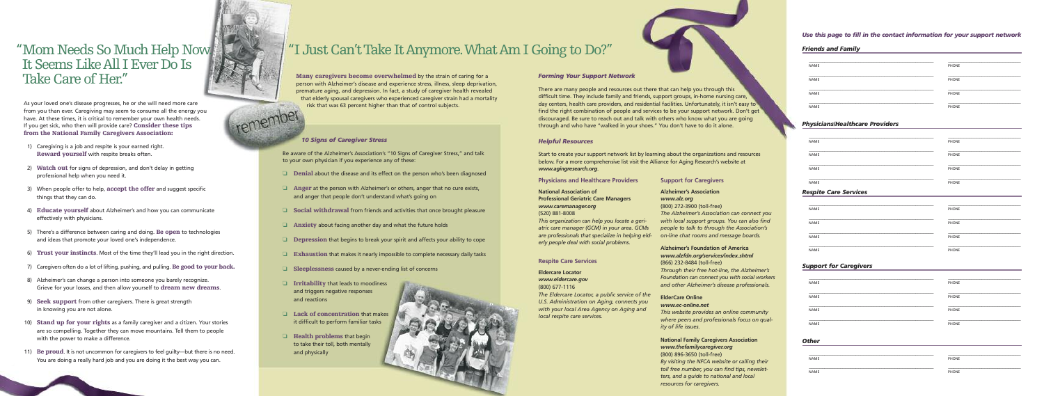# "Mom Needs So Much Help Now It Seems Like All I Ever Do Is Take Care of Her."

As your loved one's disease progresses, he or she will need more care from you than ever. Caregiving may seem to consume all the energy you have. At these times, it is critical to remember your own health needs. If you get sick, who then will provide care? **Consider these tips from the National Family Caregivers Association:**

1) Caregiving is a job and respite is your earned right. **Reward yourself** with respite breaks often.
2) **Watch out** for signs of depression, and don't delay in getting professional help when you need it.
3) When people offer to help, **accept the offer** and suggest specific things that they can do.
4) **Educate yourself** about Alzheimer's and how you can communicate effectively with physicians.
5) There's a difference between caring and doing. **Be open** to technologies and ideas that promote your loved one's independence.
6) **Trust your instincts**. Most of the time they'll lead you in the right direction.
7) Caregivers often do a lot of lifting, pushing, and pulling. **Be good to your back.**
8) Alzheimer's can change a person into someone you barely recognize. Grieve for your losses, and then allow yourself to **dream new dreams**.
9) **Seek support** from other caregivers. There is great strength in knowing you are not alone.
10) **Stand up for your rights** as a family caregiver and a citizen. Your stories are so compelling. Together they can move mountains. Tell them to people with the power to make a difference.
11) **Be proud**. It is not uncommon for caregivers to feel guilty—but there is no need. You are doing a really hard job and you are doing it the best way you can.

remember

# "I Just Can't Take It Anymore. What Am I Going to Do?"

**Many caregivers become overwhelmed** by the strain of caring for a person with Alzheimer's disease and experience stress, illness, sleep deprivation, premature aging, and depression. In fact, a study of caregiver health revealed that elderly spousal caregivers who experienced caregiver strain had a mortality risk that was 63 percent higher than that of control subjects.

### *10 Signs of Caregiver Stress*

Be aware of the Alzheimer's Association's "10 Signs of Caregiver Stress," and talk to your own physician if you experience any of these:

- ❑ **Denial** about the disease and its effect on the person who's been diagnosed
- ❑ **Anger** at the person with Alzheimer's or others, anger that no cure exists, and anger that people don't understand what's going on
- ❑ **Social withdrawal** from friends and activities that once brought pleasure
- ❑ **Anxiety** about facing another day and what the future holds
- ❑ **Depression** that begins to break your spirit and affects your ability to cope
- ❑ **Exhaustion** that makes it nearly impossible to complete necessary daily tasks
- ❑ **Sleeplessness** caused by a never-ending list of concerns
- ❑ **Irritability** that leads to moodiness and triggers negative responses and reactions
- ❑ **Lack of concentration** that makes it difficult to perform familiar tasks
- ❑ **Health problems** that begin to take their toll, both mentally and physically

### *Forming Your Support Network*

There are many people and resources out there that can help you through this difficult time. They include family and friends, support groups, in-home nursing care, day centers, health care providers, and residential facilities. Unfortunately, it isn't easy to find the right combination of people and services to be your support network. Don't get discouraged. Be sure to reach out and talk with others who know what you are going through and who have "walked in your shoes." You don't have to do it alone.

### *Helpful Resources*

Start to create your support network list by learning about the organizations and resources below. For a more comprehensive list visit the Alliance for Aging Research's website at ***www.agingresearch.org***.

#### Physicians and Healthcare Providers

**National Association of Professional Geriatric Care Managers**
***www.caremanager.org***
(520) 881-8008
*This organization can help you locate a geriatric care manager (GCM) in your area. GCMs are professionals that specialize in helping elderly people deal with social problems.*

#### Respite Care Services

**Eldercare Locator**
***www.eldercare.gov***
(800) 677-1116
*The Eldercare Locator, a public service of the U.S. Administration on Aging, connects you with your local Area Agency on Aging and local respite care services.*

#### Support for Caregivers

**Alzheimer's Association**
***www.alz.org***
(800) 272-3900 (toll-free)
*The Alzheimer's Association can connect you with local support groups. You can also find people to talk to through the Association's on-line chat rooms and message boards.*

**Alzheimer's Foundation of America**
***www.alzfdn.org/services/index.shtml***
(866) 232-8484 (toll-free)
*Through their free hot-line, the Alzheimer's Foundation can connect you with social workers and other Alzheimer's disease professionals.*

**ElderCare Online**
***www.ec-online.net***
*This website provides an online community where peers and professionals focus on quality of life issues.*

**National Family Caregivers Association**
***www.thefamilycaregiver.org***
(800) 896-3650 (toll-free)
*By visiting the NFCA website or calling their toll free number, you can find tips, newsletters, and a guide to national and local resources for caregivers.*

### *Use this page to fill in the contact information for your support network*

#### *Friends and Family*

| NAME | PHONE |
|---|---|
| NAME | PHONE |
| NAME | PHONE |
| NAME | PHONE |

#### *Physicians/Healthcare Providers*

| NAME | PHONE |
|---|---|
| NAME | PHONE |
| NAME | PHONE |
| NAME | PHONE |

#### *Respite Care Services*

| NAME | PHONE |
|---|---|
| NAME | PHONE |
| NAME | PHONE |
| NAME | PHONE |

#### *Support for Caregivers*

| NAME | PHONE |
|---|---|
| NAME | PHONE |
| NAME | PHONE |
| NAME | PHONE |

#### *Other*

| NAME | PHONE |
|---|---|
| NAME | PHONE |